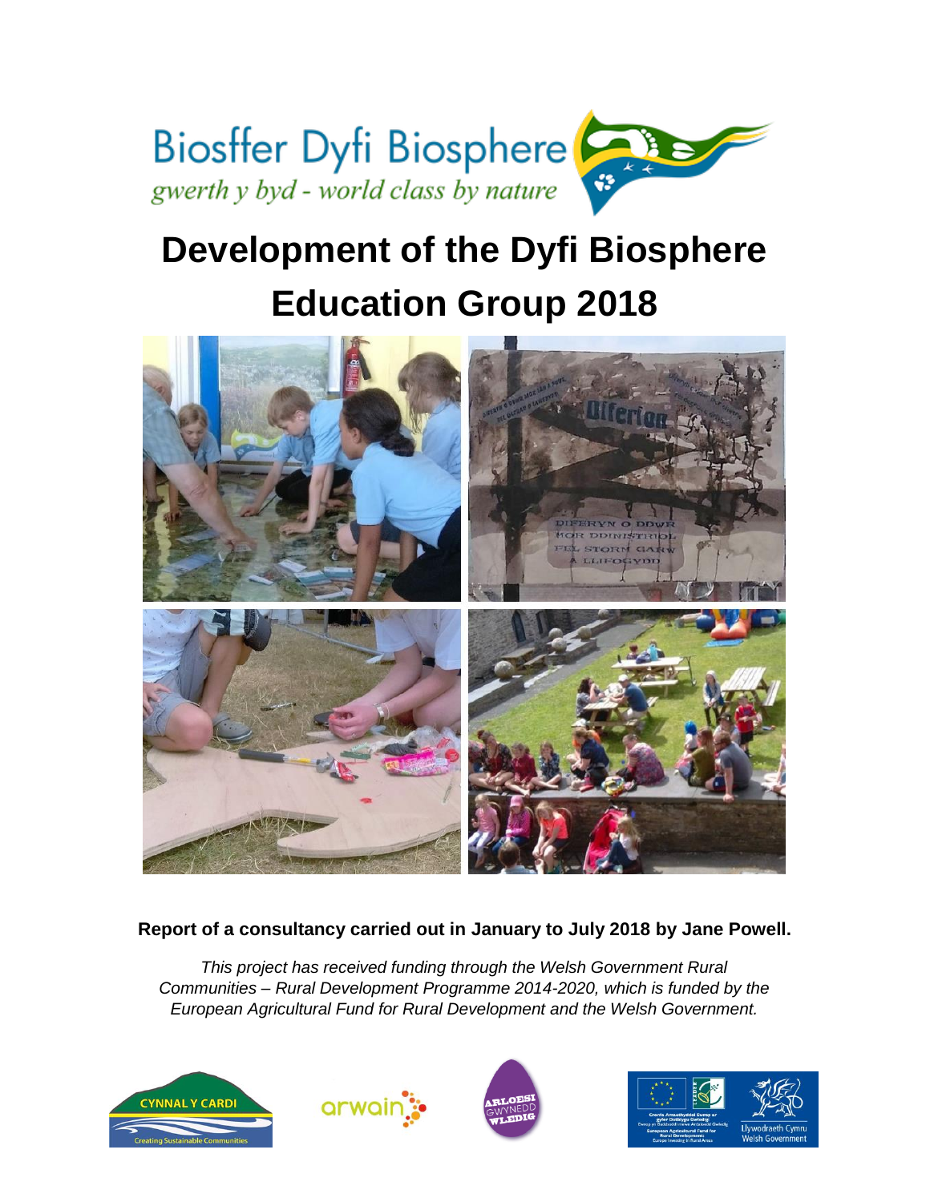Biosffer Dyfi Biosphere

*gwerth y byd - world class by nature*

# Development of the Dyfi Biosphere Education Group 2018

**Report of a consultancy carried out in January to July 2018 by Jane Powell.**

*This project has received funding through the Welsh Government Rural Communities – Rural Development Programme 2014-2020, which is funded by the European Agricultural Fund for Rural Development and the Welsh Government.*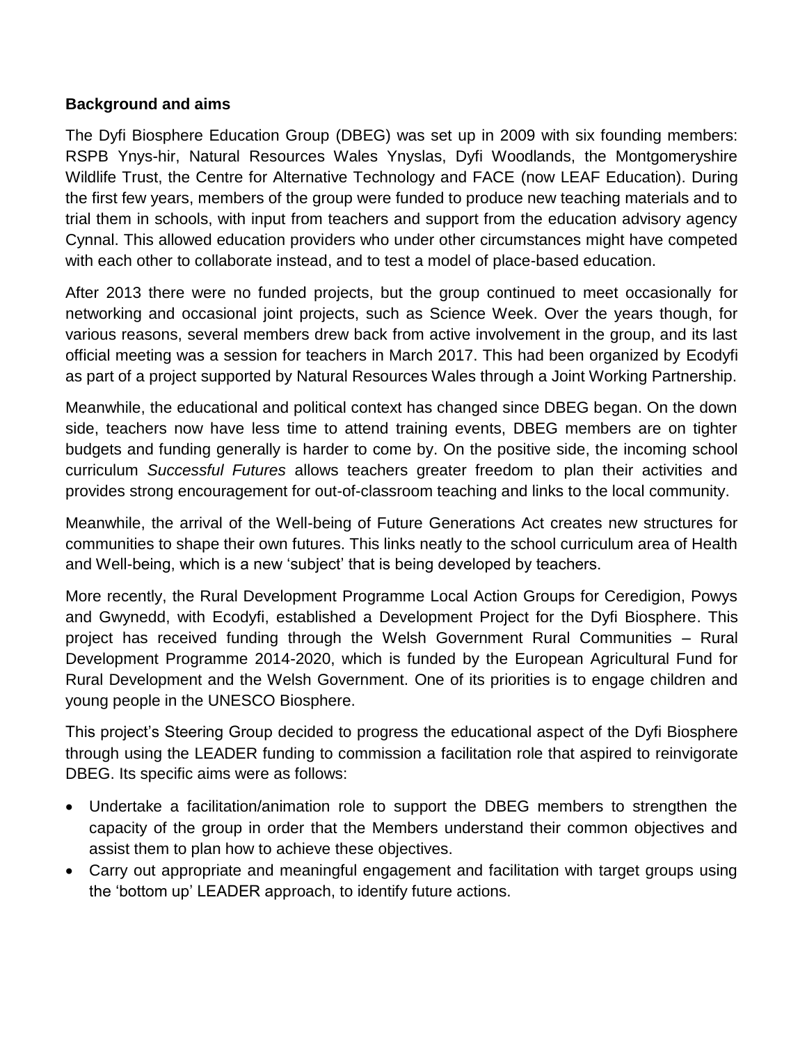**Background and aims**

The Dyfi Biosphere Education Group (DBEG) was set up in 2009 with six founding members: RSPB Ynys-hir, Natural Resources Wales Ynyslas, Dyfi Woodlands, the Montgomeryshire Wildlife Trust, the Centre for Alternative Technology and FACE (now LEAF Education). During the first few years, members of the group were funded to produce new teaching materials and to trial them in schools, with input from teachers and support from the education advisory agency Cynnal. This allowed education providers who under other circumstances might have competed with each other to collaborate instead, and to test a model of place-based education.

After 2013 there were no funded projects, but the group continued to meet occasionally for networking and occasional joint projects, such as Science Week. Over the years though, for various reasons, several members drew back from active involvement in the group, and its last official meeting was a session for teachers in March 2017. This had been organized by Ecodyfi as part of a project supported by Natural Resources Wales through a Joint Working Partnership.

Meanwhile, the educational and political context has changed since DBEG began. On the down side, teachers now have less time to attend training events, DBEG members are on tighter budgets and funding generally is harder to come by. On the positive side, the incoming school curriculum *Successful Futures* allows teachers greater freedom to plan their activities and provides strong encouragement for out-of-classroom teaching and links to the local community.

Meanwhile, the arrival of the Well-being of Future Generations Act creates new structures for communities to shape their own futures. This links neatly to the school curriculum area of Health and Well-being, which is a new 'subject' that is being developed by teachers.

More recently, the Rural Development Programme Local Action Groups for Ceredigion, Powys and Gwynedd, with Ecodyfi, established a Development Project for the Dyfi Biosphere. This project has received funding through the Welsh Government Rural Communities – Rural Development Programme 2014-2020, which is funded by the European Agricultural Fund for Rural Development and the Welsh Government. One of its priorities is to engage children and young people in the UNESCO Biosphere.

This project's Steering Group decided to progress the educational aspect of the Dyfi Biosphere through using the LEADER funding to commission a facilitation role that aspired to reinvigorate DBEG. Its specific aims were as follows:

- Undertake a facilitation/animation role to support the DBEG members to strengthen the capacity of the group in order that the Members understand their common objectives and assist them to plan how to achieve these objectives.
- Carry out appropriate and meaningful engagement and facilitation with target groups using the 'bottom up' LEADER approach, to identify future actions.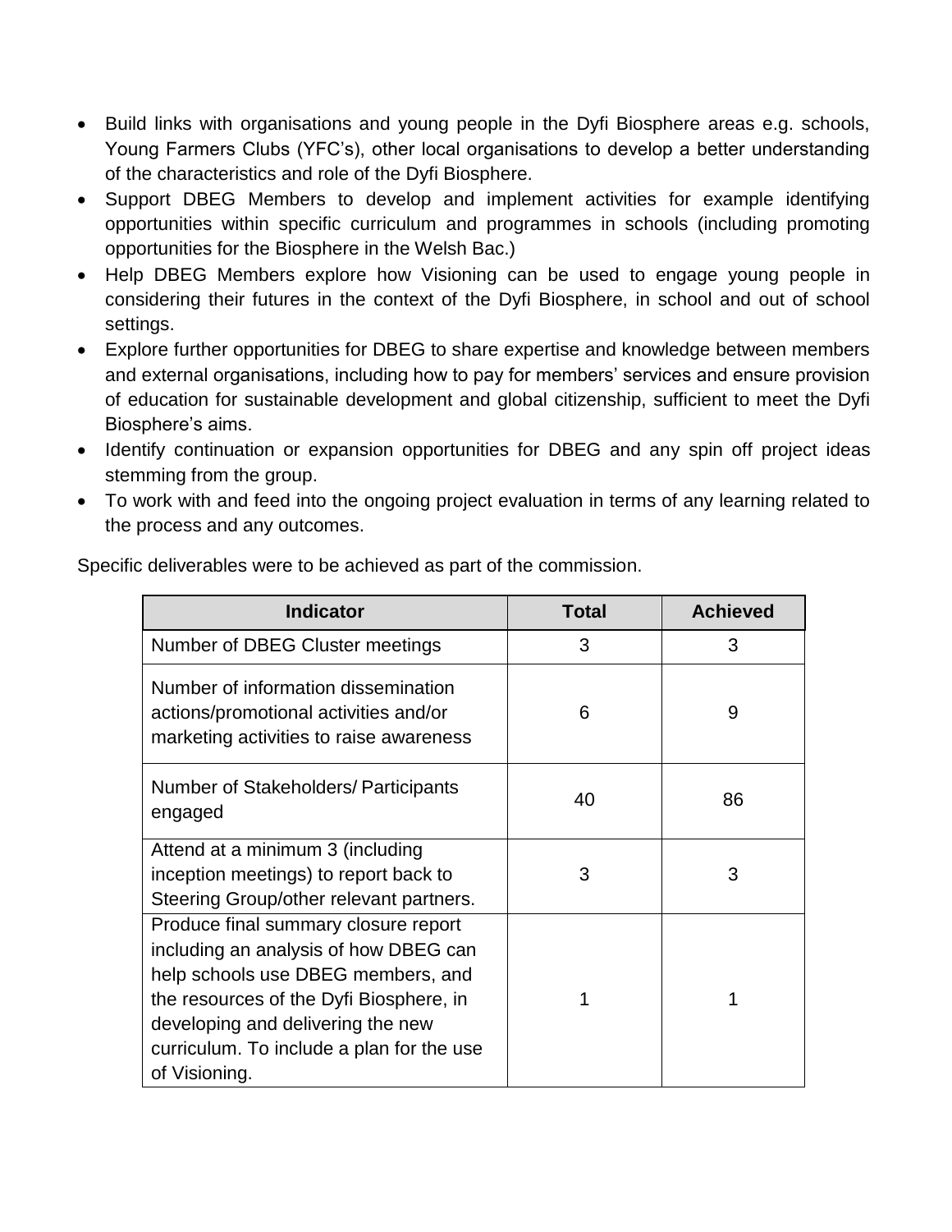- Build links with organisations and young people in the Dyfi Biosphere areas e.g. schools, Young Farmers Clubs (YFC's), other local organisations to develop a better understanding of the characteristics and role of the Dyfi Biosphere.
- Support DBEG Members to develop and implement activities for example identifying opportunities within specific curriculum and programmes in schools (including promoting opportunities for the Biosphere in the Welsh Bac.)
- Help DBEG Members explore how Visioning can be used to engage young people in considering their futures in the context of the Dyfi Biosphere, in school and out of school settings.
- Explore further opportunities for DBEG to share expertise and knowledge between members and external organisations, including how to pay for members' services and ensure provision of education for sustainable development and global citizenship, sufficient to meet the Dyfi Biosphere's aims.
- Identify continuation or expansion opportunities for DBEG and any spin off project ideas stemming from the group.
- To work with and feed into the ongoing project evaluation in terms of any learning related to the process and any outcomes.

Specific deliverables were to be achieved as part of the commission.

| Indicator | Total | Achieved |
|---|---|---|
| Number of DBEG Cluster meetings | 3 | 3 |
| Number of information dissemination actions/promotional activities and/or marketing activities to raise awareness | 6 | 9 |
| Number of Stakeholders/ Participants engaged | 40 | 86 |
| Attend at a minimum 3 (including inception meetings) to report back to Steering Group/other relevant partners. | 3 | 3 |
| Produce final summary closure report including an analysis of how DBEG can help schools use DBEG members, and the resources of the Dyfi Biosphere, in developing and delivering the new curriculum. To include a plan for the use of Visioning. | 1 | 1 |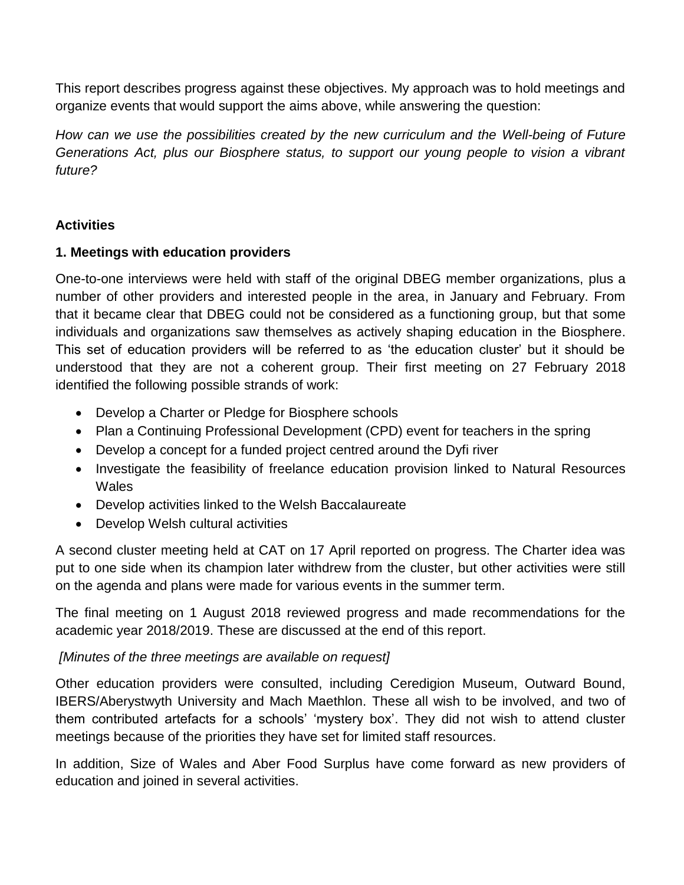This report describes progress against these objectives. My approach was to hold meetings and organize events that would support the aims above, while answering the question:

*How can we use the possibilities created by the new curriculum and the Well-being of Future Generations Act, plus our Biosphere status, to support our young people to vision a vibrant future?*

## Activities

### 1. Meetings with education providers

One-to-one interviews were held with staff of the original DBEG member organizations, plus a number of other providers and interested people in the area, in January and February. From that it became clear that DBEG could not be considered as a functioning group, but that some individuals and organizations saw themselves as actively shaping education in the Biosphere. This set of education providers will be referred to as 'the education cluster' but it should be understood that they are not a coherent group. Their first meeting on 27 February 2018 identified the following possible strands of work:

- Develop a Charter or Pledge for Biosphere schools
- Plan a Continuing Professional Development (CPD) event for teachers in the spring
- Develop a concept for a funded project centred around the Dyfi river
- Investigate the feasibility of freelance education provision linked to Natural Resources Wales
- Develop activities linked to the Welsh Baccalaureate
- Develop Welsh cultural activities

A second cluster meeting held at CAT on 17 April reported on progress. The Charter idea was put to one side when its champion later withdrew from the cluster, but other activities were still on the agenda and plans were made for various events in the summer term.

The final meeting on 1 August 2018 reviewed progress and made recommendations for the academic year 2018/2019. These are discussed at the end of this report.

*[Minutes of the three meetings are available on request]*

Other education providers were consulted, including Ceredigion Museum, Outward Bound, IBERS/Aberystwyth University and Mach Maethlon. These all wish to be involved, and two of them contributed artefacts for a schools' 'mystery box'. They did not wish to attend cluster meetings because of the priorities they have set for limited staff resources.

In addition, Size of Wales and Aber Food Surplus have come forward as new providers of education and joined in several activities.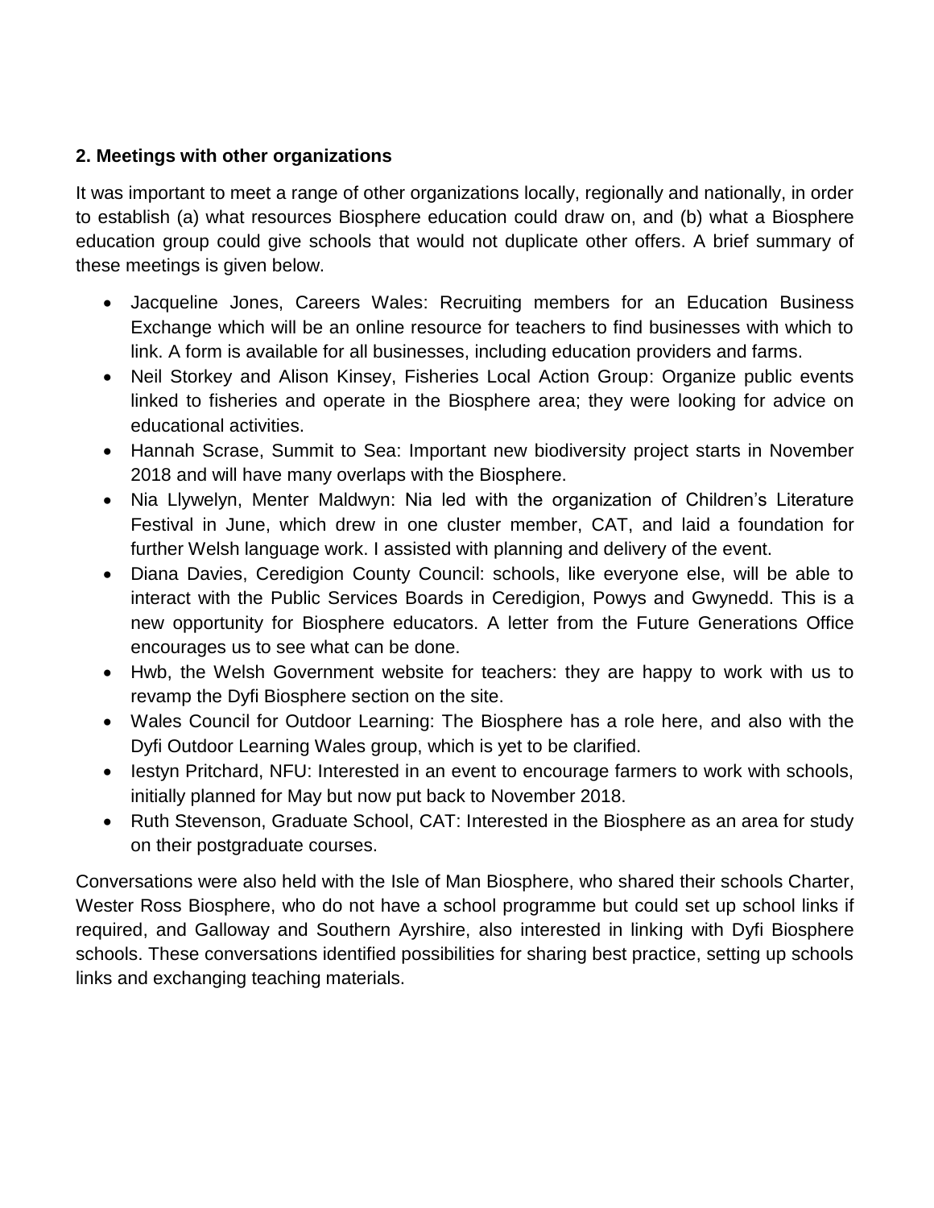## 2. Meetings with other organizations

It was important to meet a range of other organizations locally, regionally and nationally, in order to establish (a) what resources Biosphere education could draw on, and (b) what a Biosphere education group could give schools that would not duplicate other offers. A brief summary of these meetings is given below.

- Jacqueline Jones, Careers Wales: Recruiting members for an Education Business Exchange which will be an online resource for teachers to find businesses with which to link. A form is available for all businesses, including education providers and farms.
- Neil Storkey and Alison Kinsey, Fisheries Local Action Group: Organize public events linked to fisheries and operate in the Biosphere area; they were looking for advice on educational activities.
- Hannah Scrase, Summit to Sea: Important new biodiversity project starts in November 2018 and will have many overlaps with the Biosphere.
- Nia Llywelyn, Menter Maldwyn: Nia led with the organization of Children's Literature Festival in June, which drew in one cluster member, CAT, and laid a foundation for further Welsh language work. I assisted with planning and delivery of the event.
- Diana Davies, Ceredigion County Council: schools, like everyone else, will be able to interact with the Public Services Boards in Ceredigion, Powys and Gwynedd. This is a new opportunity for Biosphere educators. A letter from the Future Generations Office encourages us to see what can be done.
- Hwb, the Welsh Government website for teachers: they are happy to work with us to revamp the Dyfi Biosphere section on the site.
- Wales Council for Outdoor Learning: The Biosphere has a role here, and also with the Dyfi Outdoor Learning Wales group, which is yet to be clarified.
- Iestyn Pritchard, NFU: Interested in an event to encourage farmers to work with schools, initially planned for May but now put back to November 2018.
- Ruth Stevenson, Graduate School, CAT: Interested in the Biosphere as an area for study on their postgraduate courses.

Conversations were also held with the Isle of Man Biosphere, who shared their schools Charter, Wester Ross Biosphere, who do not have a school programme but could set up school links if required, and Galloway and Southern Ayrshire, also interested in linking with Dyfi Biosphere schools. These conversations identified possibilities for sharing best practice, setting up schools links and exchanging teaching materials.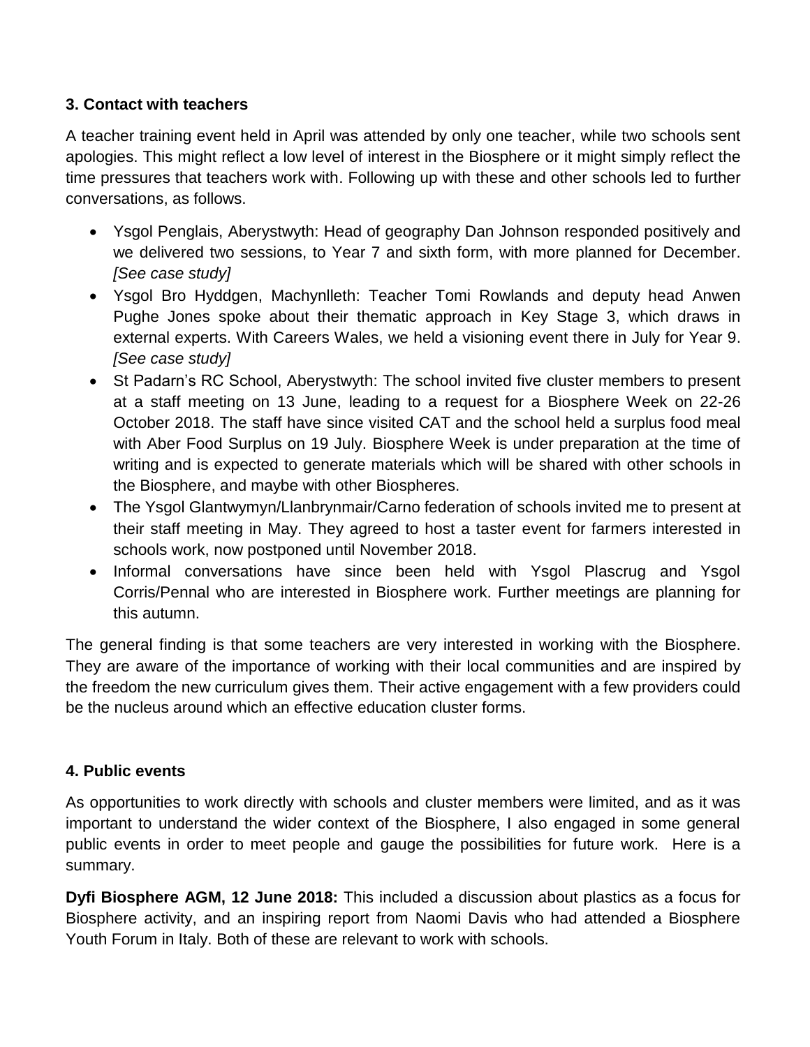### 3. Contact with teachers

A teacher training event held in April was attended by only one teacher, while two schools sent apologies. This might reflect a low level of interest in the Biosphere or it might simply reflect the time pressures that teachers work with. Following up with these and other schools led to further conversations, as follows.

- Ysgol Penglais, Aberystwyth: Head of geography Dan Johnson responded positively and we delivered two sessions, to Year 7 and sixth form, with more planned for December. *[See case study]*
- Ysgol Bro Hyddgen, Machynlleth: Teacher Tomi Rowlands and deputy head Anwen Pughe Jones spoke about their thematic approach in Key Stage 3, which draws in external experts. With Careers Wales, we held a visioning event there in July for Year 9. *[See case study]*
- St Padarn's RC School, Aberystwyth: The school invited five cluster members to present at a staff meeting on 13 June, leading to a request for a Biosphere Week on 22-26 October 2018. The staff have since visited CAT and the school held a surplus food meal with Aber Food Surplus on 19 July. Biosphere Week is under preparation at the time of writing and is expected to generate materials which will be shared with other schools in the Biosphere, and maybe with other Biospheres.
- The Ysgol Glantwymyn/Llanbrynmair/Carno federation of schools invited me to present at their staff meeting in May. They agreed to host a taster event for farmers interested in schools work, now postponed until November 2018.
- Informal conversations have since been held with Ysgol Plascrug and Ysgol Corris/Pennal who are interested in Biosphere work. Further meetings are planning for this autumn.

The general finding is that some teachers are very interested in working with the Biosphere. They are aware of the importance of working with their local communities and are inspired by the freedom the new curriculum gives them. Their active engagement with a few providers could be the nucleus around which an effective education cluster forms.

### 4. Public events

As opportunities to work directly with schools and cluster members were limited, and as it was important to understand the wider context of the Biosphere, I also engaged in some general public events in order to meet people and gauge the possibilities for future work. Here is a summary.

**Dyfi Biosphere AGM, 12 June 2018:** This included a discussion about plastics as a focus for Biosphere activity, and an inspiring report from Naomi Davis who had attended a Biosphere Youth Forum in Italy. Both of these are relevant to work with schools.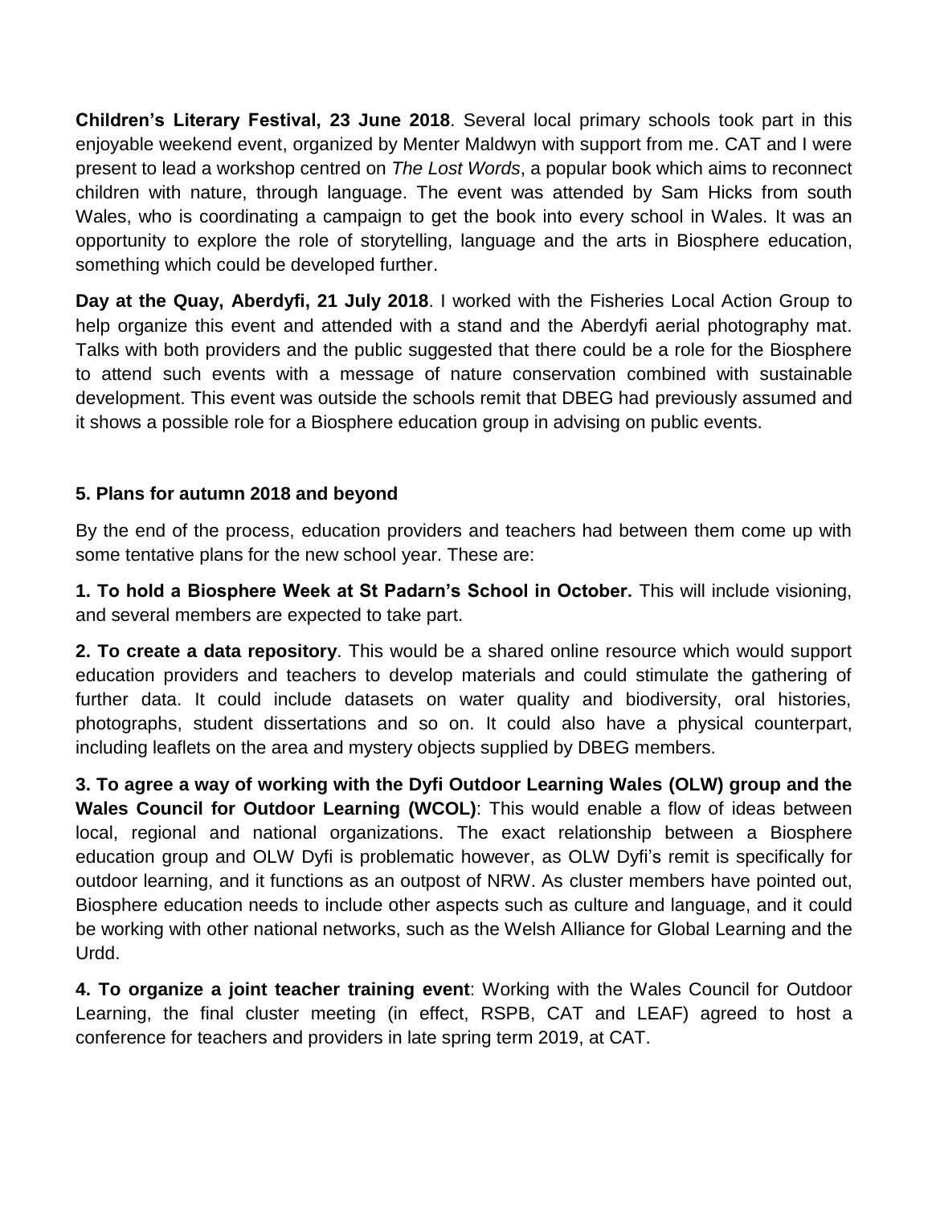**Children's Literary Festival, 23 June 2018**. Several local primary schools took part in this enjoyable weekend event, organized by Menter Maldwyn with support from me. CAT and I were present to lead a workshop centred on *The Lost Words*, a popular book which aims to reconnect children with nature, through language. The event was attended by Sam Hicks from south Wales, who is coordinating a campaign to get the book into every school in Wales. It was an opportunity to explore the role of storytelling, language and the arts in Biosphere education, something which could be developed further.

**Day at the Quay, Aberdyfi, 21 July 2018**. I worked with the Fisheries Local Action Group to help organize this event and attended with a stand and the Aberdyfi aerial photography mat. Talks with both providers and the public suggested that there could be a role for the Biosphere to attend such events with a message of nature conservation combined with sustainable development. This event was outside the schools remit that DBEG had previously assumed and it shows a possible role for a Biosphere education group in advising on public events.

## 5. Plans for autumn 2018 and beyond

By the end of the process, education providers and teachers had between them come up with some tentative plans for the new school year. These are:

**1. To hold a Biosphere Week at St Padarn's School in October.** This will include visioning, and several members are expected to take part.

**2. To create a data repository**. This would be a shared online resource which would support education providers and teachers to develop materials and could stimulate the gathering of further data. It could include datasets on water quality and biodiversity, oral histories, photographs, student dissertations and so on. It could also have a physical counterpart, including leaflets on the area and mystery objects supplied by DBEG members.

**3. To agree a way of working with the Dyfi Outdoor Learning Wales (OLW) group and the Wales Council for Outdoor Learning (WCOL)**: This would enable a flow of ideas between local, regional and national organizations. The exact relationship between a Biosphere education group and OLW Dyfi is problematic however, as OLW Dyfi's remit is specifically for outdoor learning, and it functions as an outpost of NRW. As cluster members have pointed out, Biosphere education needs to include other aspects such as culture and language, and it could be working with other national networks, such as the Welsh Alliance for Global Learning and the Urdd.

**4. To organize a joint teacher training event**: Working with the Wales Council for Outdoor Learning, the final cluster meeting (in effect, RSPB, CAT and LEAF) agreed to host a conference for teachers and providers in late spring term 2019, at CAT.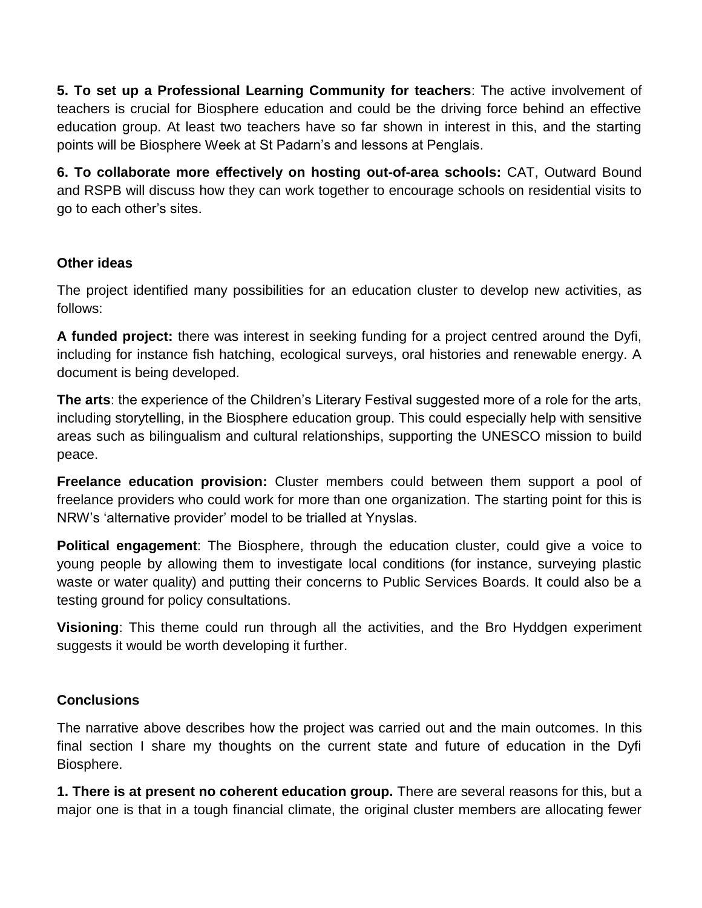**5. To set up a Professional Learning Community for teachers**: The active involvement of teachers is crucial for Biosphere education and could be the driving force behind an effective education group. At least two teachers have so far shown in interest in this, and the starting points will be Biosphere Week at St Padarn's and lessons at Penglais.

**6. To collaborate more effectively on hosting out-of-area schools:** CAT, Outward Bound and RSPB will discuss how they can work together to encourage schools on residential visits to go to each other's sites.

### Other ideas

The project identified many possibilities for an education cluster to develop new activities, as follows:

**A funded project:** there was interest in seeking funding for a project centred around the Dyfi, including for instance fish hatching, ecological surveys, oral histories and renewable energy. A document is being developed.

**The arts**: the experience of the Children's Literary Festival suggested more of a role for the arts, including storytelling, in the Biosphere education group. This could especially help with sensitive areas such as bilingualism and cultural relationships, supporting the UNESCO mission to build peace.

**Freelance education provision:** Cluster members could between them support a pool of freelance providers who could work for more than one organization. The starting point for this is NRW's 'alternative provider' model to be trialled at Ynyslas.

**Political engagement**: The Biosphere, through the education cluster, could give a voice to young people by allowing them to investigate local conditions (for instance, surveying plastic waste or water quality) and putting their concerns to Public Services Boards. It could also be a testing ground for policy consultations.

**Visioning**: This theme could run through all the activities, and the Bro Hyddgen experiment suggests it would be worth developing it further.

### Conclusions

The narrative above describes how the project was carried out and the main outcomes. In this final section I share my thoughts on the current state and future of education in the Dyfi Biosphere.

**1. There is at present no coherent education group.** There are several reasons for this, but a major one is that in a tough financial climate, the original cluster members are allocating fewer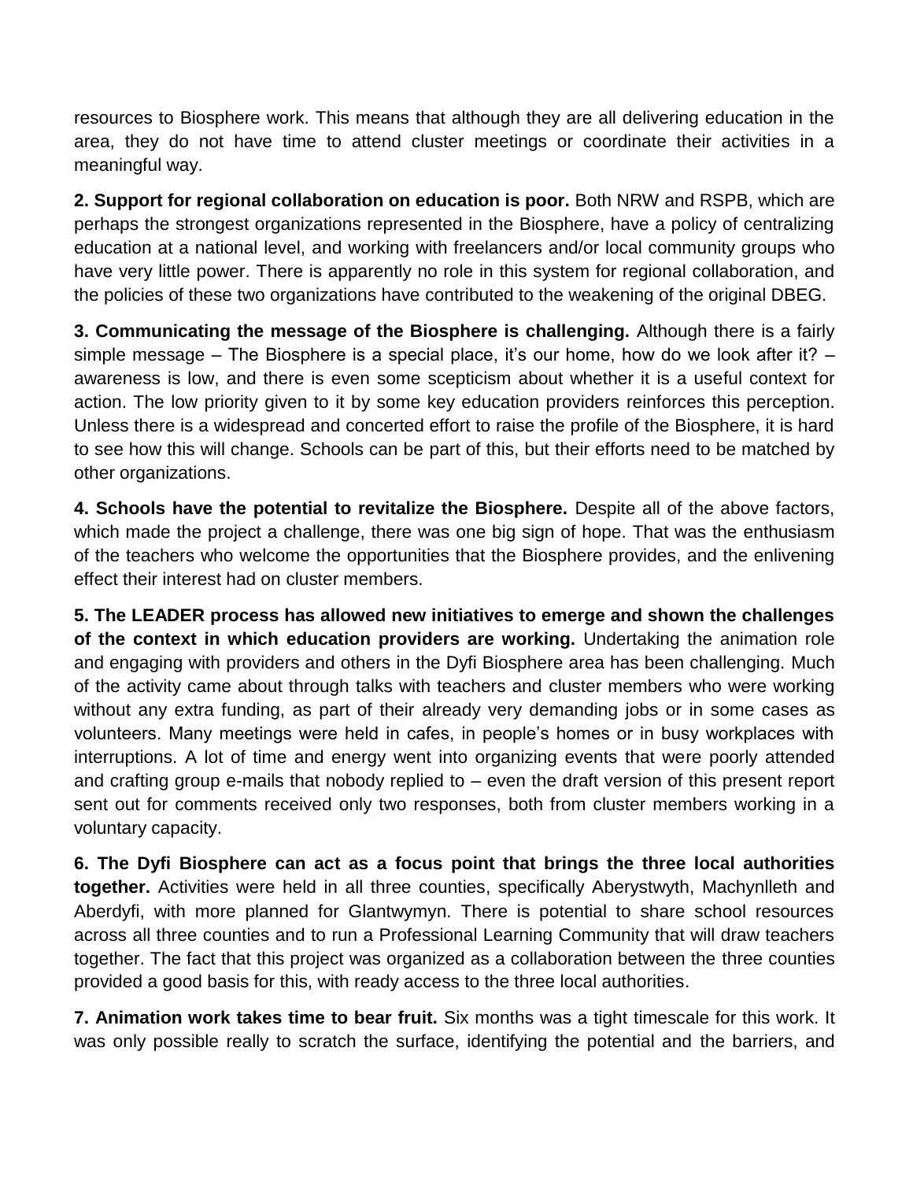resources to Biosphere work. This means that although they are all delivering education in the area, they do not have time to attend cluster meetings or coordinate their activities in a meaningful way.

**2. Support for regional collaboration on education is poor.** Both NRW and RSPB, which are perhaps the strongest organizations represented in the Biosphere, have a policy of centralizing education at a national level, and working with freelancers and/or local community groups who have very little power. There is apparently no role in this system for regional collaboration, and the policies of these two organizations have contributed to the weakening of the original DBEG.

**3. Communicating the message of the Biosphere is challenging.** Although there is a fairly simple message – The Biosphere is a special place, it's our home, how do we look after it? – awareness is low, and there is even some scepticism about whether it is a useful context for action. The low priority given to it by some key education providers reinforces this perception. Unless there is a widespread and concerted effort to raise the profile of the Biosphere, it is hard to see how this will change. Schools can be part of this, but their efforts need to be matched by other organizations.

**4. Schools have the potential to revitalize the Biosphere.** Despite all of the above factors, which made the project a challenge, there was one big sign of hope. That was the enthusiasm of the teachers who welcome the opportunities that the Biosphere provides, and the enlivening effect their interest had on cluster members.

**5. The LEADER process has allowed new initiatives to emerge and shown the challenges of the context in which education providers are working.** Undertaking the animation role and engaging with providers and others in the Dyfi Biosphere area has been challenging. Much of the activity came about through talks with teachers and cluster members who were working without any extra funding, as part of their already very demanding jobs or in some cases as volunteers. Many meetings were held in cafes, in people's homes or in busy workplaces with interruptions. A lot of time and energy went into organizing events that were poorly attended and crafting group e-mails that nobody replied to – even the draft version of this present report sent out for comments received only two responses, both from cluster members working in a voluntary capacity.

**6. The Dyfi Biosphere can act as a focus point that brings the three local authorities together.** Activities were held in all three counties, specifically Aberystwyth, Machynlleth and Aberdyfi, with more planned for Glantwymyn. There is potential to share school resources across all three counties and to run a Professional Learning Community that will draw teachers together. The fact that this project was organized as a collaboration between the three counties provided a good basis for this, with ready access to the three local authorities.

**7. Animation work takes time to bear fruit.** Six months was a tight timescale for this work. It was only possible really to scratch the surface, identifying the potential and the barriers, and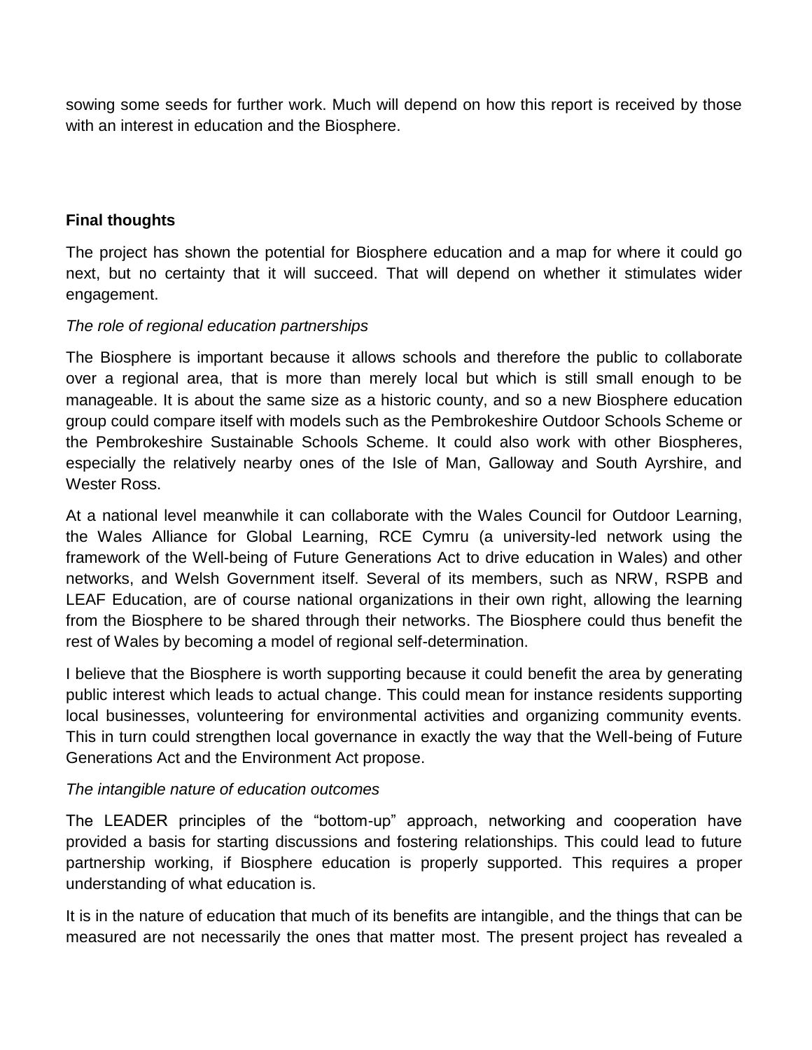sowing some seeds for further work. Much will depend on how this report is received by those with an interest in education and the Biosphere.

**Final thoughts**

The project has shown the potential for Biosphere education and a map for where it could go next, but no certainty that it will succeed. That will depend on whether it stimulates wider engagement.

*The role of regional education partnerships*

The Biosphere is important because it allows schools and therefore the public to collaborate over a regional area, that is more than merely local but which is still small enough to be manageable. It is about the same size as a historic county, and so a new Biosphere education group could compare itself with models such as the Pembrokeshire Outdoor Schools Scheme or the Pembrokeshire Sustainable Schools Scheme. It could also work with other Biospheres, especially the relatively nearby ones of the Isle of Man, Galloway and South Ayrshire, and Wester Ross.

At a national level meanwhile it can collaborate with the Wales Council for Outdoor Learning, the Wales Alliance for Global Learning, RCE Cymru (a university-led network using the framework of the Well-being of Future Generations Act to drive education in Wales) and other networks, and Welsh Government itself. Several of its members, such as NRW, RSPB and LEAF Education, are of course national organizations in their own right, allowing the learning from the Biosphere to be shared through their networks. The Biosphere could thus benefit the rest of Wales by becoming a model of regional self-determination.

I believe that the Biosphere is worth supporting because it could benefit the area by generating public interest which leads to actual change. This could mean for instance residents supporting local businesses, volunteering for environmental activities and organizing community events. This in turn could strengthen local governance in exactly the way that the Well-being of Future Generations Act and the Environment Act propose.

*The intangible nature of education outcomes*

The LEADER principles of the "bottom-up" approach, networking and cooperation have provided a basis for starting discussions and fostering relationships. This could lead to future partnership working, if Biosphere education is properly supported. This requires a proper understanding of what education is.

It is in the nature of education that much of its benefits are intangible, and the things that can be measured are not necessarily the ones that matter most. The present project has revealed a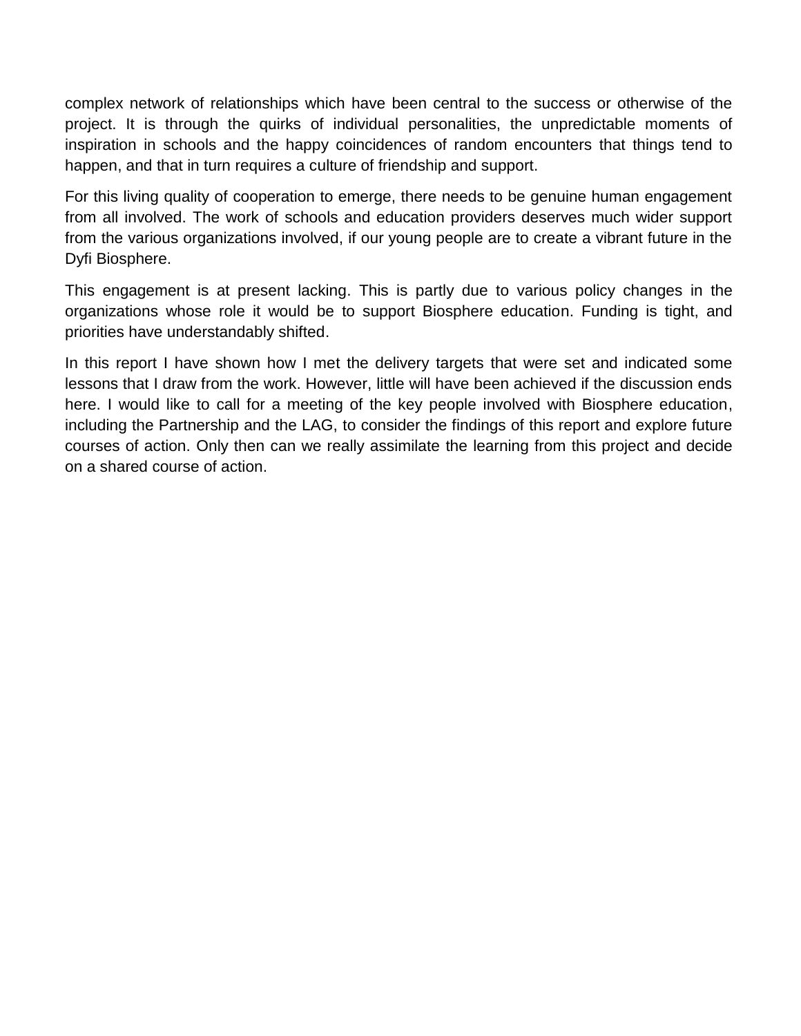complex network of relationships which have been central to the success or otherwise of the project. It is through the quirks of individual personalities, the unpredictable moments of inspiration in schools and the happy coincidences of random encounters that things tend to happen, and that in turn requires a culture of friendship and support.

For this living quality of cooperation to emerge, there needs to be genuine human engagement from all involved. The work of schools and education providers deserves much wider support from the various organizations involved, if our young people are to create a vibrant future in the Dyfi Biosphere.

This engagement is at present lacking. This is partly due to various policy changes in the organizations whose role it would be to support Biosphere education. Funding is tight, and priorities have understandably shifted.

In this report I have shown how I met the delivery targets that were set and indicated some lessons that I draw from the work. However, little will have been achieved if the discussion ends here. I would like to call for a meeting of the key people involved with Biosphere education, including the Partnership and the LAG, to consider the findings of this report and explore future courses of action. Only then can we really assimilate the learning from this project and decide on a shared course of action.